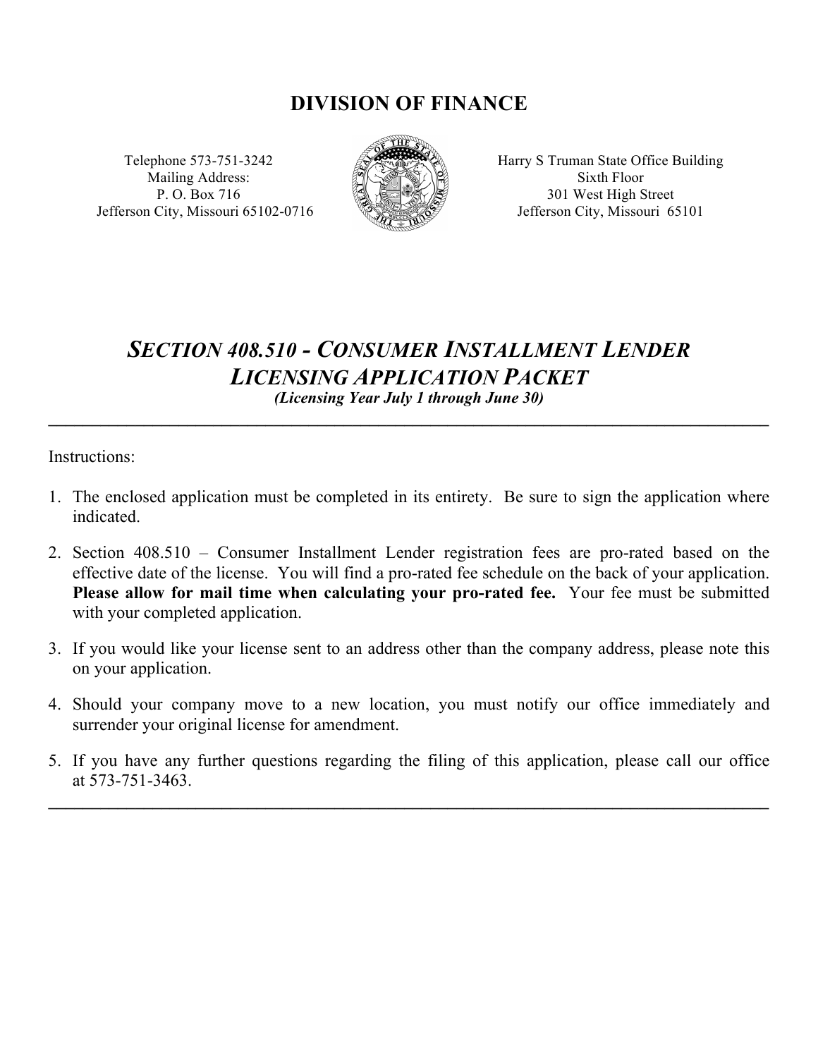# DIVISION OF FINANCE

Telephone 573-751-3242
Mailing Address:
P. O. Box 716
Jefferson City, Missouri 65102-0716

Harry S Truman State Office Building
Sixth Floor
301 West High Street
Jefferson City, Missouri 65101

## *SECTION 408.510 - CONSUMER INSTALLMENT LENDER LICENSING APPLICATION PACKET*

***(Licensing Year July 1 through June 30)***

---

Instructions:

1. The enclosed application must be completed in its entirety. Be sure to sign the application where indicated.

2. Section 408.510 – Consumer Installment Lender registration fees are pro-rated based on the effective date of the license. You will find a pro-rated fee schedule on the back of your application. **Please allow for mail time when calculating your pro-rated fee.** Your fee must be submitted with your completed application.

3. If you would like your license sent to an address other than the company address, please note this on your application.

4. Should your company move to a new location, you must notify our office immediately and surrender your original license for amendment.

5. If you have any further questions regarding the filing of this application, please call our office at 573-751-3463.

---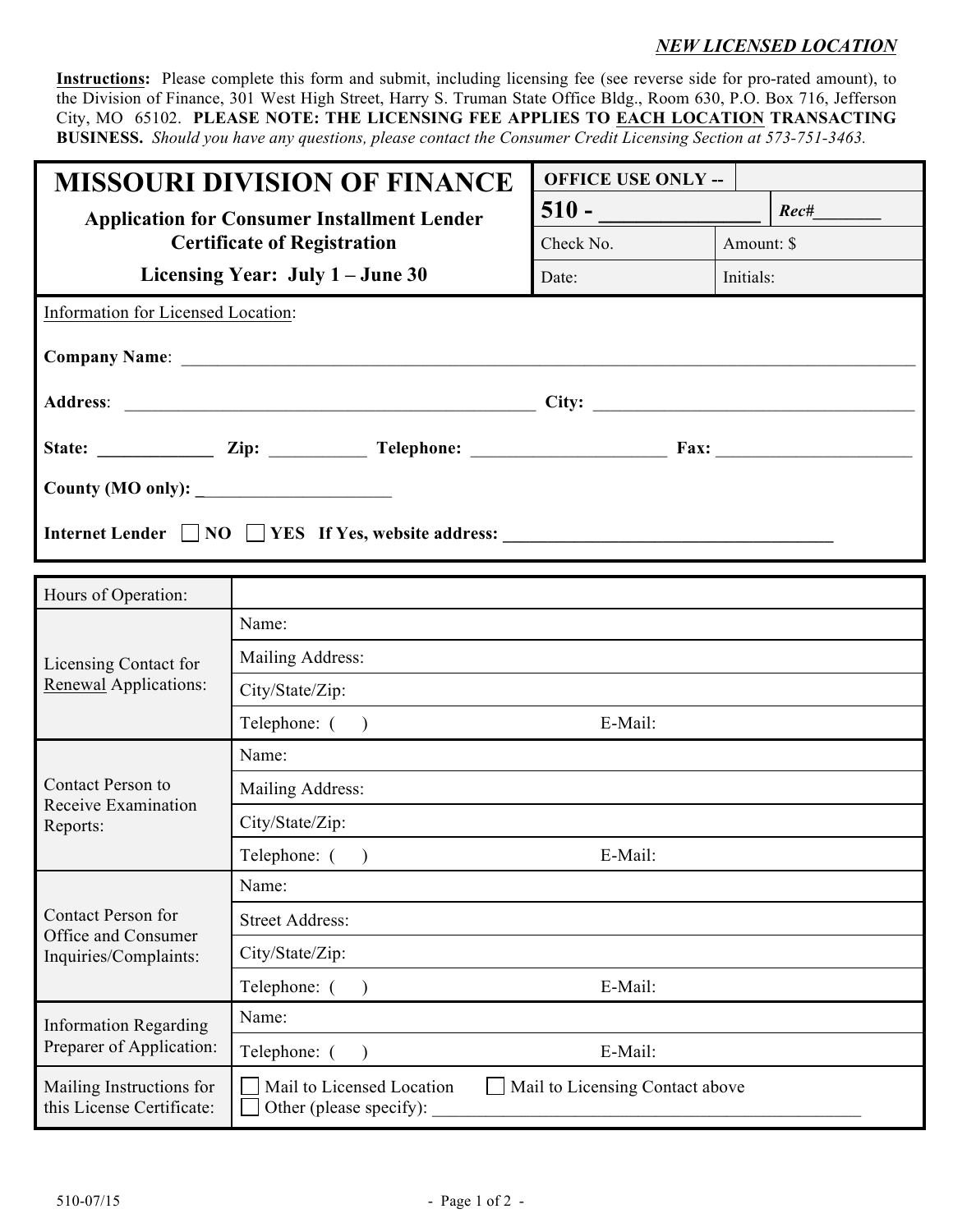*NEW LICENSED LOCATION*

**Instructions:** Please complete this form and submit, including licensing fee (see reverse side for pro-rated amount), to the Division of Finance, 301 West High Street, Harry S. Truman State Office Bldg., Room 630, P.O. Box 716, Jefferson City, MO 65102. **PLEASE NOTE: THE LICENSING FEE APPLIES TO EACH LOCATION TRANSACTING BUSINESS.** *Should you have any questions, please contact the Consumer Credit Licensing Section at 573-751-3463.*

# MISSOURI DIVISION OF FINANCE

**Application for Consumer Installment Lender Certificate of Registration**

**Licensing Year: July 1 – June 30**

| OFFICE USE ONLY -- | |
|---|---|
| 510 - _______________ | Rec#_______ |
| Check No. | Amount: $ |
| Date: | Initials: |

Information for Licensed Location:

**Company Name**: ______________________________________________

**Address**: ______________________________ **City:** ______________________

**State:** ____________ **Zip:** __________ **Telephone:** ____________________ **Fax:** ____________________

**County (MO only):** ______________________

**Internet Lender** ☐ **NO** ☐ **YES** **If Yes, website address:** ______________________________

| | |
|---|---|
| Hours of Operation: | |
| Licensing Contact for Renewal Applications: | Name: |
| | Mailing Address: |
| | City/State/Zip: |
| | Telephone: ( ) E-Mail: |
| Contact Person to Receive Examination Reports: | Name: |
| | Mailing Address: |
| | City/State/Zip: |
| | Telephone: ( ) E-Mail: |
| Contact Person for Office and Consumer Inquiries/Complaints: | Name: |
| | Street Address: |
| | City/State/Zip: |
| | Telephone: ( ) E-Mail: |
| Information Regarding Preparer of Application: | Name: |
| | Telephone: ( ) E-Mail: |
| Mailing Instructions for this License Certificate: | ☐ Mail to Licensed Location ☐ Mail to Licensing Contact above ☐ Other (please specify): ______________________________ |

510-07/15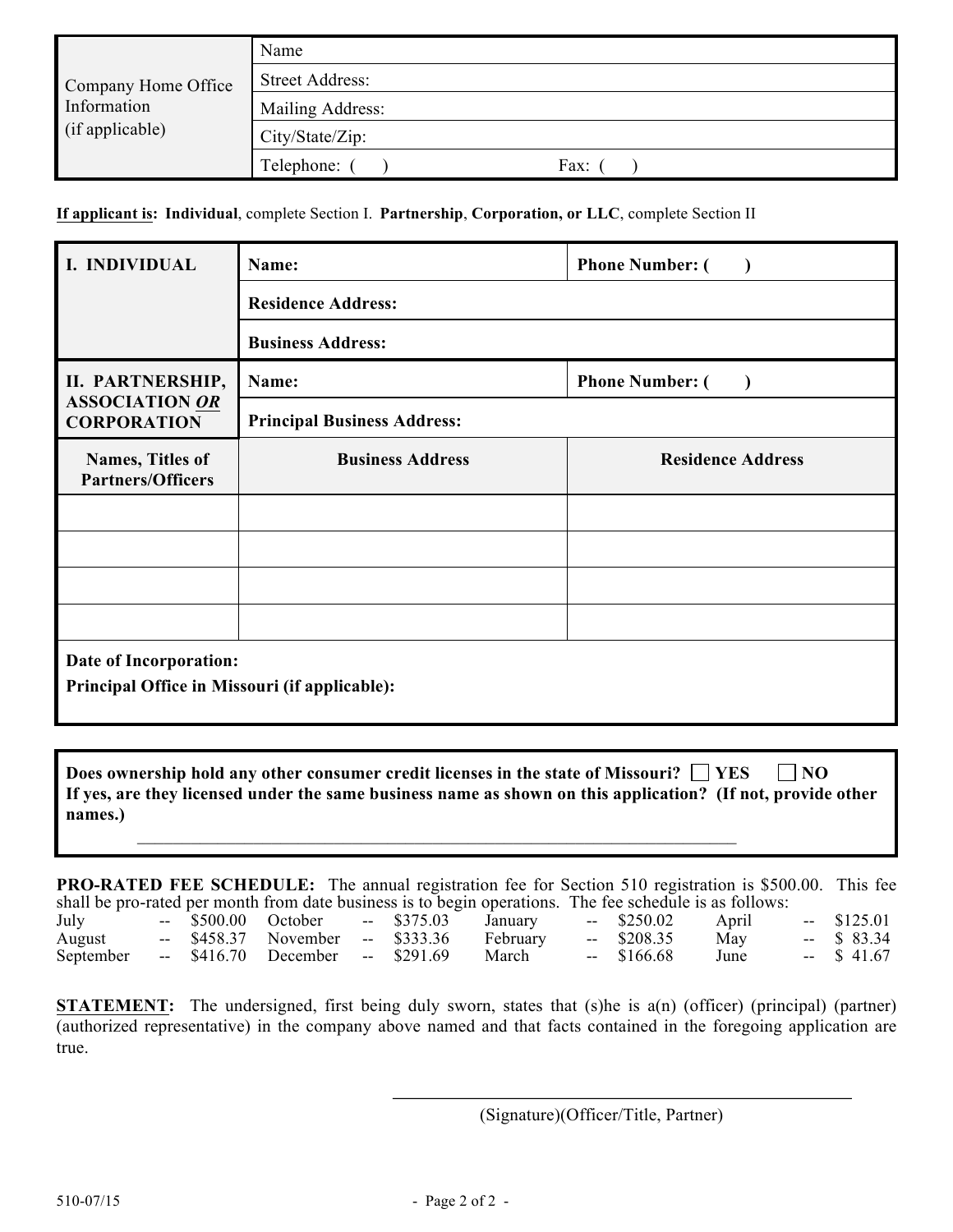| Company Home Office Information (if applicable) | Name |
| --- | --- |
| | Street Address: |
| | Mailing Address: |
| | City/State/Zip: |
| | Telephone: ( ) Fax: ( ) |

**If applicant is: Individual**, complete Section I. **Partnership**, **Corporation, or LLC**, complete Section II

| **I. INDIVIDUAL** | **Name:** | **Phone Number: ( )** |
| --- | --- | --- |
| | **Residence Address:** | |
| | **Business Address:** | |
| **II. PARTNERSHIP, ASSOCIATION *OR* CORPORATION** | **Name:** | **Phone Number: ( )** |
| | **Principal Business Address:** | |
| **Names, Titles of Partners/Officers** | **Business Address** | **Residence Address** |
| | | |
| | | |
| | | |
| | | |
| **Date of Incorporation:** | | |
| **Principal Office in Missouri (if applicable):** | | |

**Does ownership hold any other consumer credit licenses in the state of Missouri?** ☐ **YES** ☐ **NO**
**If yes, are they licensed under the same business name as shown on this application? (If not, provide other names.)**

______________________________________________________________________

**PRO-RATED FEE SCHEDULE:** The annual registration fee for Section 510 registration is $500.00. This fee shall be pro-rated per month from date business is to begin operations. The fee schedule is as follows:

| | | | | | | | |
| --- | --- | --- | --- | --- | --- | --- | --- |
| July | -- $500.00 | October | -- $375.03 | January | -- $250.02 | April | -- $125.01 |
| August | -- $458.37 | November | -- $333.36 | February | -- $208.35 | May | -- $ 83.34 |
| September | -- $416.70 | December | -- $291.69 | March | -- $166.68 | June | -- $ 41.67 |

**STATEMENT:** The undersigned, first being duly sworn, states that (s)he is a(n) (officer) (principal) (partner) (authorized representative) in the company above named and that facts contained in the foregoing application are true.

______________________________________________

(Signature)(Officer/Title, Partner)

510-07/15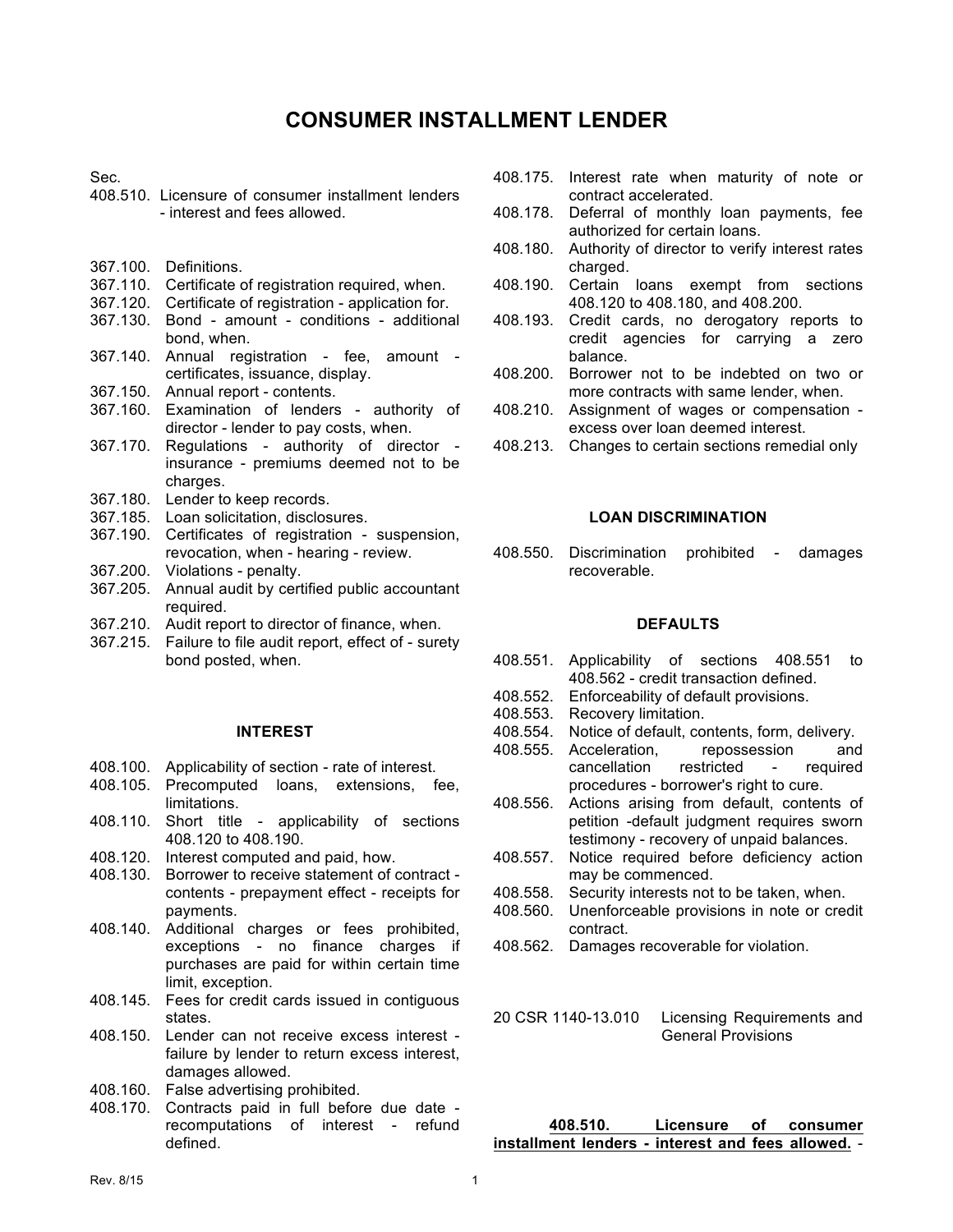# CONSUMER INSTALLMENT LENDER

Sec.

408.510. Licensure of consumer installment lenders - interest and fees allowed.

367.100. Definitions.
367.110. Certificate of registration required, when.
367.120. Certificate of registration - application for.
367.130. Bond - amount - conditions - additional bond, when.
367.140. Annual registration - fee, amount - certificates, issuance, display.
367.150. Annual report - contents.
367.160. Examination of lenders - authority of director - lender to pay costs, when.
367.170. Regulations - authority of director - insurance - premiums deemed not to be charges.
367.180. Lender to keep records.
367.185. Loan solicitation, disclosures.
367.190. Certificates of registration - suspension, revocation, when - hearing - review.
367.200. Violations - penalty.
367.205. Annual audit by certified public accountant required.
367.210. Audit report to director of finance, when.
367.215. Failure to file audit report, effect of - surety bond posted, when.

#### INTEREST

408.100. Applicability of section - rate of interest.
408.105. Precomputed loans, extensions, fee, limitations.
408.110. Short title - applicability of sections 408.120 to 408.190.
408.120. Interest computed and paid, how.
408.130. Borrower to receive statement of contract - contents - prepayment effect - receipts for payments.
408.140. Additional charges or fees prohibited, exceptions - no finance charges if purchases are paid for within certain time limit, exception.
408.145. Fees for credit cards issued in contiguous states.
408.150. Lender can not receive excess interest - failure by lender to return excess interest, damages allowed.
408.160. False advertising prohibited.
408.170. Contracts paid in full before due date - recomputations of interest - refund defined.
408.175. Interest rate when maturity of note or contract accelerated.
408.178. Deferral of monthly loan payments, fee authorized for certain loans.
408.180. Authority of director to verify interest rates charged.
408.190. Certain loans exempt from sections 408.120 to 408.180, and 408.200.
408.193. Credit cards, no derogatory reports to credit agencies for carrying a zero balance.
408.200. Borrower not to be indebted on two or more contracts with same lender, when.
408.210. Assignment of wages or compensation - excess over loan deemed interest.
408.213. Changes to certain sections remedial only

#### LOAN DISCRIMINATION

408.550. Discrimination prohibited - damages recoverable.

#### DEFAULTS

408.551. Applicability of sections 408.551 to 408.562 - credit transaction defined.
408.552. Enforceability of default provisions.
408.553. Recovery limitation.
408.554. Notice of default, contents, form, delivery.
408.555. Acceleration, repossession and cancellation restricted - required procedures - borrower's right to cure.
408.556. Actions arising from default, contents of petition -default judgment requires sworn testimony - recovery of unpaid balances.
408.557. Notice required before deficiency action may be commenced.
408.558. Security interests not to be taken, when.
408.560. Unenforceable provisions in note or credit contract.
408.562. Damages recoverable for violation.

20 CSR 1140-13.010 Licensing Requirements and General Provisions

**408.510. Licensure of consumer installment lenders - interest and fees allowed.** -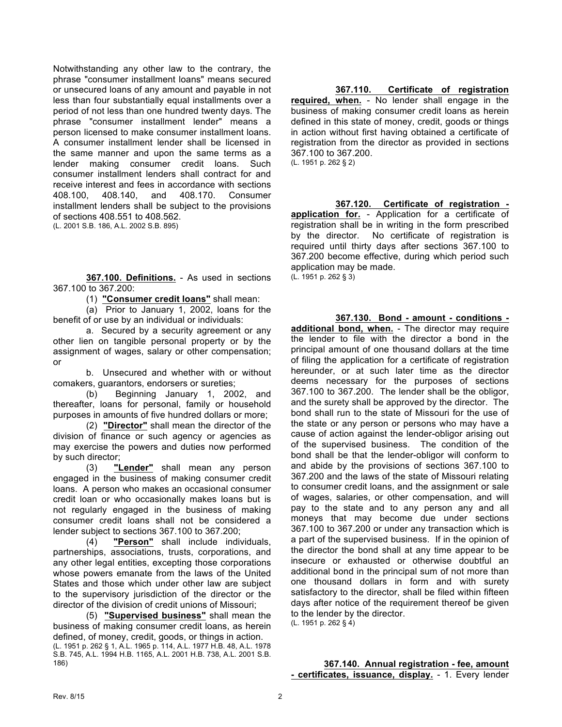Notwithstanding any other law to the contrary, the phrase "consumer installment loans" means secured or unsecured loans of any amount and payable in not less than four substantially equal installments over a period of not less than one hundred twenty days. The phrase "consumer installment lender" means a person licensed to make consumer installment loans. A consumer installment lender shall be licensed in the same manner and upon the same terms as a lender making consumer credit loans. Such consumer installment lenders shall contract for and receive interest and fees in accordance with sections 408.100, 408.140, and 408.170. Consumer installment lenders shall be subject to the provisions of sections 408.551 to 408.562.

(L. 2001 S.B. 186, A.L. 2002 S.B. 895)

**367.100. Definitions.** - As used in sections 367.100 to 367.200:

(1) **"Consumer credit loans"** shall mean:

(a) Prior to January 1, 2002, loans for the benefit of or use by an individual or individuals:

a. Secured by a security agreement or any other lien on tangible personal property or by the assignment of wages, salary or other compensation; or

b. Unsecured and whether with or without comakers, guarantors, endorsers or sureties;

(b) Beginning January 1, 2002, and thereafter, loans for personal, family or household purposes in amounts of five hundred dollars or more;

(2) **"Director"** shall mean the director of the division of finance or such agency or agencies as may exercise the powers and duties now performed by such director;

(3) **"Lender"** shall mean any person engaged in the business of making consumer credit loans. A person who makes an occasional consumer credit loan or who occasionally makes loans but is not regularly engaged in the business of making consumer credit loans shall not be considered a lender subject to sections 367.100 to 367.200;

(4) **"Person"** shall include individuals, partnerships, associations, trusts, corporations, and any other legal entities, excepting those corporations whose powers emanate from the laws of the United States and those which under other law are subject to the supervisory jurisdiction of the director or the director of the division of credit unions of Missouri;

(5) **"Supervised business"** shall mean the business of making consumer credit loans, as herein defined, of money, credit, goods, or things in action.

(L. 1951 p. 262 § 1, A.L. 1965 p. 114, A.L. 1977 H.B. 48, A.L. 1978 S.B. 745, A.L. 1994 H.B. 1165, A.L. 2001 H.B. 738, A.L. 2001 S.B. 186)

**367.110. Certificate of registration required, when.** - No lender shall engage in the business of making consumer credit loans as herein defined in this state of money, credit, goods or things in action without first having obtained a certificate of registration from the director as provided in sections 367.100 to 367.200.

(L. 1951 p. 262 § 2)

**367.120. Certificate of registration - application for.** - Application for a certificate of registration shall be in writing in the form prescribed by the director. No certificate of registration is required until thirty days after sections 367.100 to 367.200 become effective, during which period such application may be made.

(L. 1951 p. 262 § 3)

**367.130. Bond - amount - conditions - additional bond, when.** - The director may require the lender to file with the director a bond in the principal amount of one thousand dollars at the time of filing the application for a certificate of registration hereunder, or at such later time as the director deems necessary for the purposes of sections 367.100 to 367.200. The lender shall be the obligor, and the surety shall be approved by the director. The bond shall run to the state of Missouri for the use of the state or any person or persons who may have a cause of action against the lender-obligor arising out of the supervised business. The condition of the bond shall be that the lender-obligor will conform to and abide by the provisions of sections 367.100 to 367.200 and the laws of the state of Missouri relating to consumer credit loans, and the assignment or sale of wages, salaries, or other compensation, and will pay to the state and to any person any and all moneys that may become due under sections 367.100 to 367.200 or under any transaction which is a part of the supervised business. If in the opinion of the director the bond shall at any time appear to be insecure or exhausted or otherwise doubtful an additional bond in the principal sum of not more than one thousand dollars in form and with surety satisfactory to the director, shall be filed within fifteen days after notice of the requirement thereof be given to the lender by the director.

(L. 1951 p. 262 § 4)

**367.140. Annual registration - fee, amount - certificates, issuance, display.** - 1. Every lender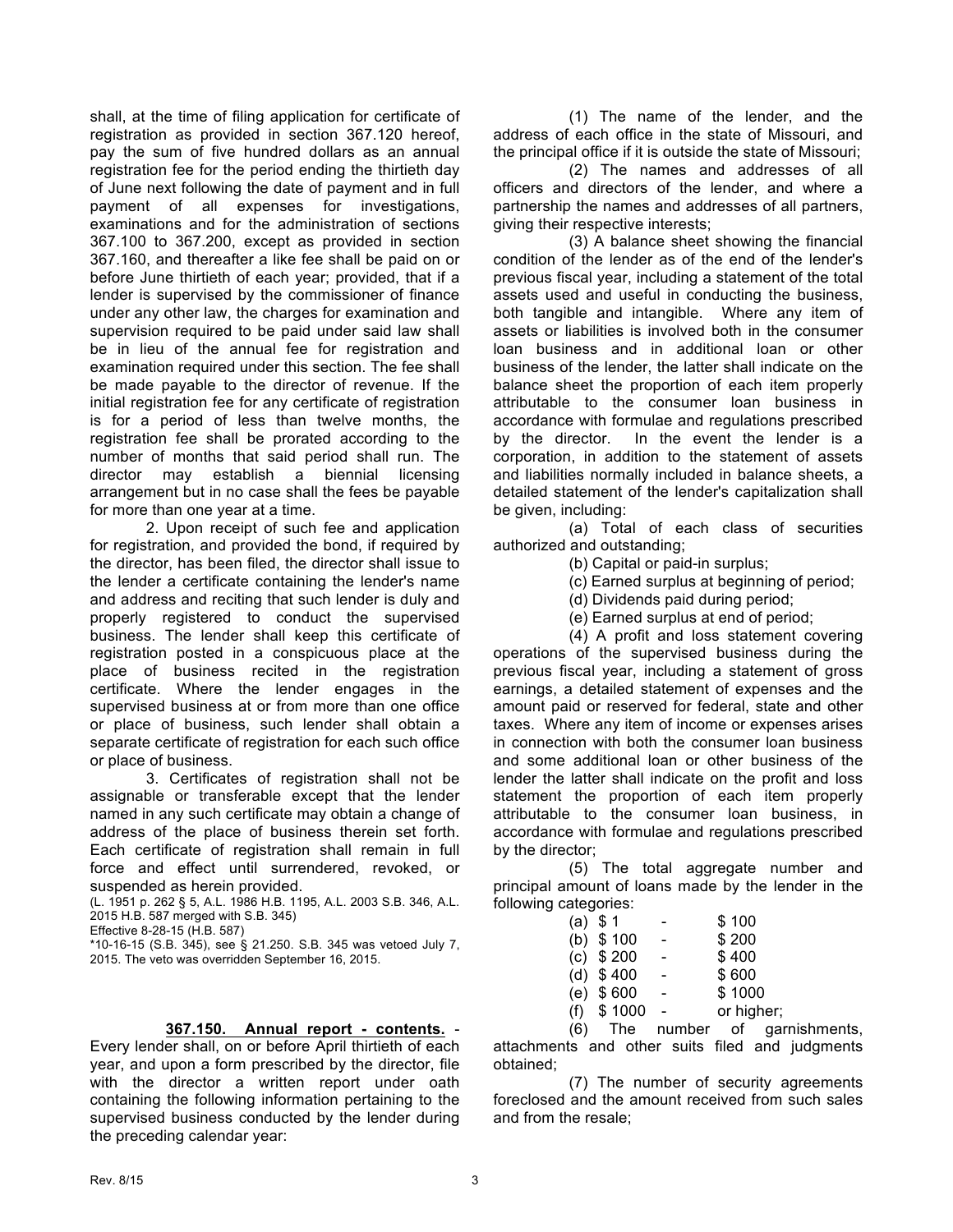shall, at the time of filing application for certificate of registration as provided in section 367.120 hereof, pay the sum of five hundred dollars as an annual registration fee for the period ending the thirtieth day of June next following the date of payment and in full payment of all expenses for investigations, examinations and for the administration of sections 367.100 to 367.200, except as provided in section 367.160, and thereafter a like fee shall be paid on or before June thirtieth of each year; provided, that if a lender is supervised by the commissioner of finance under any other law, the charges for examination and supervision required to be paid under said law shall be in lieu of the annual fee for registration and examination required under this section. The fee shall be made payable to the director of revenue. If the initial registration fee for any certificate of registration is for a period of less than twelve months, the registration fee shall be prorated according to the number of months that said period shall run. The director may establish a biennial licensing arrangement but in no case shall the fees be payable for more than one year at a time.

2. Upon receipt of such fee and application for registration, and provided the bond, if required by the director, has been filed, the director shall issue to the lender a certificate containing the lender's name and address and reciting that such lender is duly and properly registered to conduct the supervised business. The lender shall keep this certificate of registration posted in a conspicuous place at the place of business recited in the registration certificate. Where the lender engages in the supervised business at or from more than one office or place of business, such lender shall obtain a separate certificate of registration for each such office or place of business.

3. Certificates of registration shall not be assignable or transferable except that the lender named in any such certificate may obtain a change of address of the place of business therein set forth. Each certificate of registration shall remain in full force and effect until surrendered, revoked, or suspended as herein provided.

(L. 1951 p. 262 § 5, A.L. 1986 H.B. 1195, A.L. 2003 S.B. 346, A.L. 2015 H.B. 587 merged with S.B. 345)

Effective 8-28-15 (H.B. 587)

*10-16-15 (S.B. 345), see § 21.250. S.B. 345 was vetoed July 7, 2015. The veto was overridden September 16, 2015.

**367.150. Annual report - contents.** - Every lender shall, on or before April thirtieth of each year, and upon a form prescribed by the director, file with the director a written report under oath containing the following information pertaining to the supervised business conducted by the lender during the preceding calendar year:

(1) The name of the lender, and the address of each office in the state of Missouri, and the principal office if it is outside the state of Missouri;

(2) The names and addresses of all officers and directors of the lender, and where a partnership the names and addresses of all partners, giving their respective interests;

(3) A balance sheet showing the financial condition of the lender as of the end of the lender's previous fiscal year, including a statement of the total assets used and useful in conducting the business, both tangible and intangible. Where any item of assets or liabilities is involved both in the consumer loan business and in additional loan or other business of the lender, the latter shall indicate on the balance sheet the proportion of each item properly attributable to the consumer loan business in accordance with formulae and regulations prescribed by the director. In the event the lender is a corporation, in addition to the statement of assets and liabilities normally included in balance sheets, a detailed statement of the lender's capitalization shall be given, including:

(a) Total of each class of securities authorized and outstanding;

(b) Capital or paid-in surplus;

(c) Earned surplus at beginning of period;

(d) Dividends paid during period;

(e) Earned surplus at end of period;

(4) A profit and loss statement covering operations of the supervised business during the previous fiscal year, including a statement of gross earnings, a detailed statement of expenses and the amount paid or reserved for federal, state and other taxes. Where any item of income or expenses arises in connection with both the consumer loan business and some additional loan or other business of the lender the latter shall indicate on the profit and loss statement the proportion of each item properly attributable to the consumer loan business, in accordance with formulae and regulations prescribed by the director;

(5) The total aggregate number and principal amount of loans made by the lender in the following categories:

(a) $ 1 - $ 100

(b) $ 100 - $ 200

(c) $ 200 - $ 400

(d) $ 400 - $ 600

(e) $ 600 - $ 1000

(f) $ 1000 - or higher;

(6) The number of garnishments, attachments and other suits filed and judgments obtained;

(7) The number of security agreements foreclosed and the amount received from such sales and from the resale;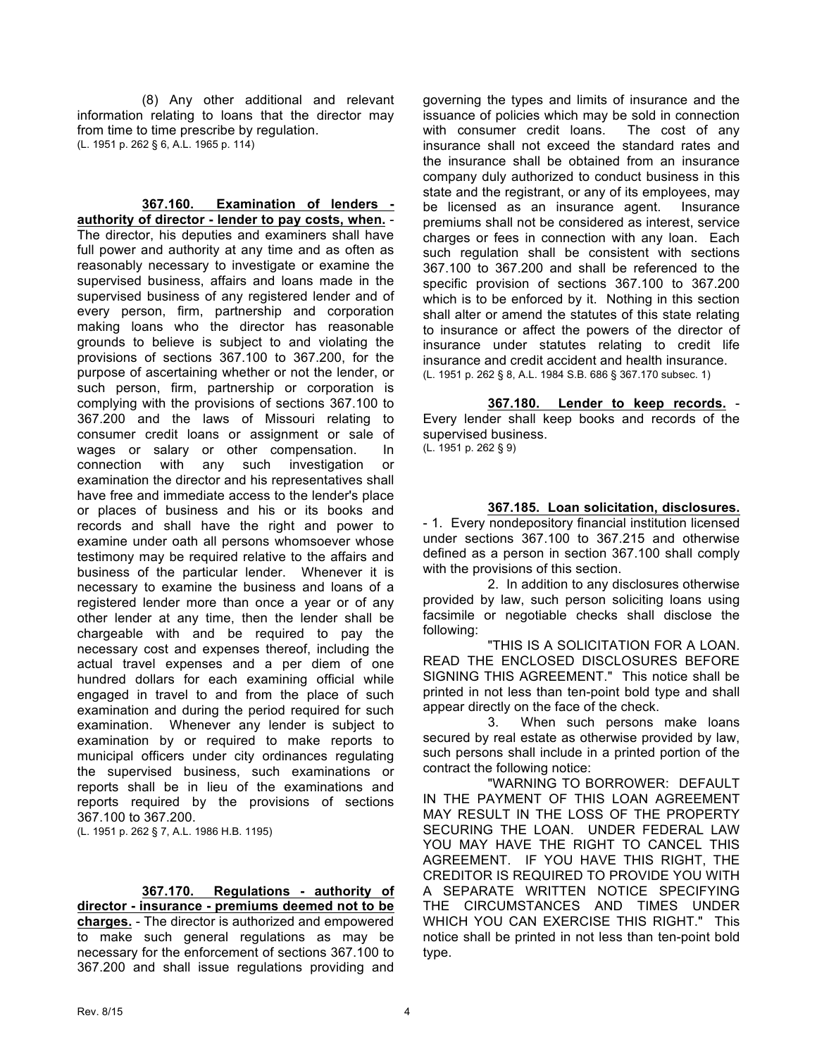(8) Any other additional and relevant information relating to loans that the director may from time to time prescribe by regulation.

(L. 1951 p. 262 § 6, A.L. 1965 p. 114)

**367.160. Examination of lenders - authority of director - lender to pay costs, when.** - The director, his deputies and examiners shall have full power and authority at any time and as often as reasonably necessary to investigate or examine the supervised business, affairs and loans made in the supervised business of any registered lender and of every person, firm, partnership and corporation making loans who the director has reasonable grounds to believe is subject to and violating the provisions of sections 367.100 to 367.200, for the purpose of ascertaining whether or not the lender, or such person, firm, partnership or corporation is complying with the provisions of sections 367.100 to 367.200 and the laws of Missouri relating to consumer credit loans or assignment or sale of wages or salary or other compensation. In connection with any such investigation or examination the director and his representatives shall have free and immediate access to the lender's place or places of business and his or its books and records and shall have the right and power to examine under oath all persons whomsoever whose testimony may be required relative to the affairs and business of the particular lender. Whenever it is necessary to examine the business and loans of a registered lender more than once a year or of any other lender at any time, then the lender shall be chargeable with and be required to pay the necessary cost and expenses thereof, including the actual travel expenses and a per diem of one hundred dollars for each examining official while engaged in travel to and from the place of such examination and during the period required for such examination. Whenever any lender is subject to examination by or required to make reports to municipal officers under city ordinances regulating the supervised business, such examinations or reports shall be in lieu of the examinations and reports required by the provisions of sections 367.100 to 367.200.

(L. 1951 p. 262 § 7, A.L. 1986 H.B. 1195)

**367.170. Regulations - authority of director - insurance - premiums deemed not to be charges.** - The director is authorized and empowered to make such general regulations as may be necessary for the enforcement of sections 367.100 to 367.200 and shall issue regulations providing and governing the types and limits of insurance and the issuance of policies which may be sold in connection with consumer credit loans. The cost of any insurance shall not exceed the standard rates and the insurance shall be obtained from an insurance company duly authorized to conduct business in this state and the registrant, or any of its employees, may be licensed as an insurance agent. Insurance premiums shall not be considered as interest, service charges or fees in connection with any loan. Each such regulation shall be consistent with sections 367.100 to 367.200 and shall be referenced to the specific provision of sections 367.100 to 367.200 which is to be enforced by it. Nothing in this section shall alter or amend the statutes of this state relating to insurance or affect the powers of the director of insurance under statutes relating to credit life insurance and credit accident and health insurance.

(L. 1951 p. 262 § 8, A.L. 1984 S.B. 686 § 367.170 subsec. 1)

**367.180. Lender to keep records.** - Every lender shall keep books and records of the supervised business.

(L. 1951 p. 262 § 9)

**367.185. Loan solicitation, disclosures.** - 1. Every nondepository financial institution licensed under sections 367.100 to 367.215 and otherwise defined as a person in section 367.100 shall comply with the provisions of this section.

2. In addition to any disclosures otherwise provided by law, such person soliciting loans using facsimile or negotiable checks shall disclose the following:

"THIS IS A SOLICITATION FOR A LOAN. READ THE ENCLOSED DISCLOSURES BEFORE SIGNING THIS AGREEMENT." This notice shall be printed in not less than ten-point bold type and shall appear directly on the face of the check.

3. When such persons make loans secured by real estate as otherwise provided by law, such persons shall include in a printed portion of the contract the following notice:

"WARNING TO BORROWER: DEFAULT IN THE PAYMENT OF THIS LOAN AGREEMENT MAY RESULT IN THE LOSS OF THE PROPERTY SECURING THE LOAN. UNDER FEDERAL LAW YOU MAY HAVE THE RIGHT TO CANCEL THIS AGREEMENT. IF YOU HAVE THIS RIGHT, THE CREDITOR IS REQUIRED TO PROVIDE YOU WITH A SEPARATE WRITTEN NOTICE SPECIFYING THE CIRCUMSTANCES AND TIMES UNDER WHICH YOU CAN EXERCISE THIS RIGHT." This notice shall be printed in not less than ten-point bold type.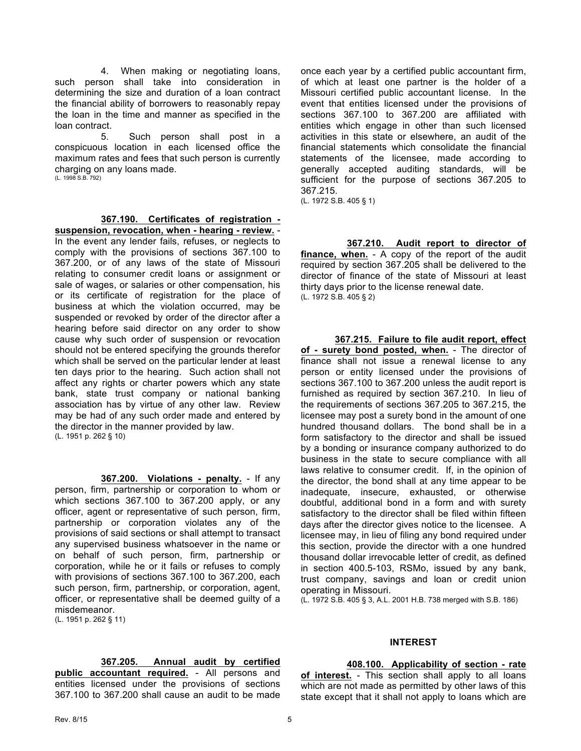4. When making or negotiating loans, such person shall take into consideration in determining the size and duration of a loan contract the financial ability of borrowers to reasonably repay the loan in the time and manner as specified in the loan contract.

5. Such person shall post in a conspicuous location in each licensed office the maximum rates and fees that such person is currently charging on any loans made.

(L. 1998 S.B. 792)

**367.190. Certificates of registration - suspension, revocation, when - hearing - review.** - In the event any lender fails, refuses, or neglects to comply with the provisions of sections 367.100 to 367.200, or of any laws of the state of Missouri relating to consumer credit loans or assignment or sale of wages, or salaries or other compensation, his or its certificate of registration for the place of business at which the violation occurred, may be suspended or revoked by order of the director after a hearing before said director on any order to show cause why such order of suspension or revocation should not be entered specifying the grounds therefor which shall be served on the particular lender at least ten days prior to the hearing. Such action shall not affect any rights or charter powers which any state bank, state trust company or national banking association has by virtue of any other law. Review may be had of any such order made and entered by the director in the manner provided by law.

(L. 1951 p. 262 § 10)

**367.200. Violations - penalty.** - If any person, firm, partnership or corporation to whom or which sections 367.100 to 367.200 apply, or any officer, agent or representative of such person, firm, partnership or corporation violates any of the provisions of said sections or shall attempt to transact any supervised business whatsoever in the name or on behalf of such person, firm, partnership or corporation, while he or it fails or refuses to comply with provisions of sections 367.100 to 367.200, each such person, firm, partnership, or corporation, agent, officer, or representative shall be deemed guilty of a misdemeanor.

(L. 1951 p. 262 § 11)

**367.205. Annual audit by certified public accountant required.** - All persons and entities licensed under the provisions of sections 367.100 to 367.200 shall cause an audit to be made once each year by a certified public accountant firm, of which at least one partner is the holder of a Missouri certified public accountant license. In the event that entities licensed under the provisions of sections 367.100 to 367.200 are affiliated with entities which engage in other than such licensed activities in this state or elsewhere, an audit of the financial statements which consolidate the financial statements of the licensee, made according to generally accepted auditing standards, will be sufficient for the purpose of sections 367.205 to 367.215.

(L. 1972 S.B. 405 § 1)

**367.210. Audit report to director of finance, when.** - A copy of the report of the audit required by section 367.205 shall be delivered to the director of finance of the state of Missouri at least thirty days prior to the license renewal date.

(L. 1972 S.B. 405 § 2)

**367.215. Failure to file audit report, effect of - surety bond posted, when.** - The director of finance shall not issue a renewal license to any person or entity licensed under the provisions of sections 367.100 to 367.200 unless the audit report is furnished as required by section 367.210. In lieu of the requirements of sections 367.205 to 367.215, the licensee may post a surety bond in the amount of one hundred thousand dollars. The bond shall be in a form satisfactory to the director and shall be issued by a bonding or insurance company authorized to do business in the state to secure compliance with all laws relative to consumer credit. If, in the opinion of the director, the bond shall at any time appear to be inadequate, insecure, exhausted, or otherwise doubtful, additional bond in a form and with surety satisfactory to the director shall be filed within fifteen days after the director gives notice to the licensee. A licensee may, in lieu of filing any bond required under this section, provide the director with a one hundred thousand dollar irrevocable letter of credit, as defined in section 400.5-103, RSMo, issued by any bank, trust company, savings and loan or credit union operating in Missouri.

(L. 1972 S.B. 405 § 3, A.L. 2001 H.B. 738 merged with S.B. 186)

## INTEREST

**408.100. Applicability of section - rate of interest.** - This section shall apply to all loans which are not made as permitted by other laws of this state except that it shall not apply to loans which are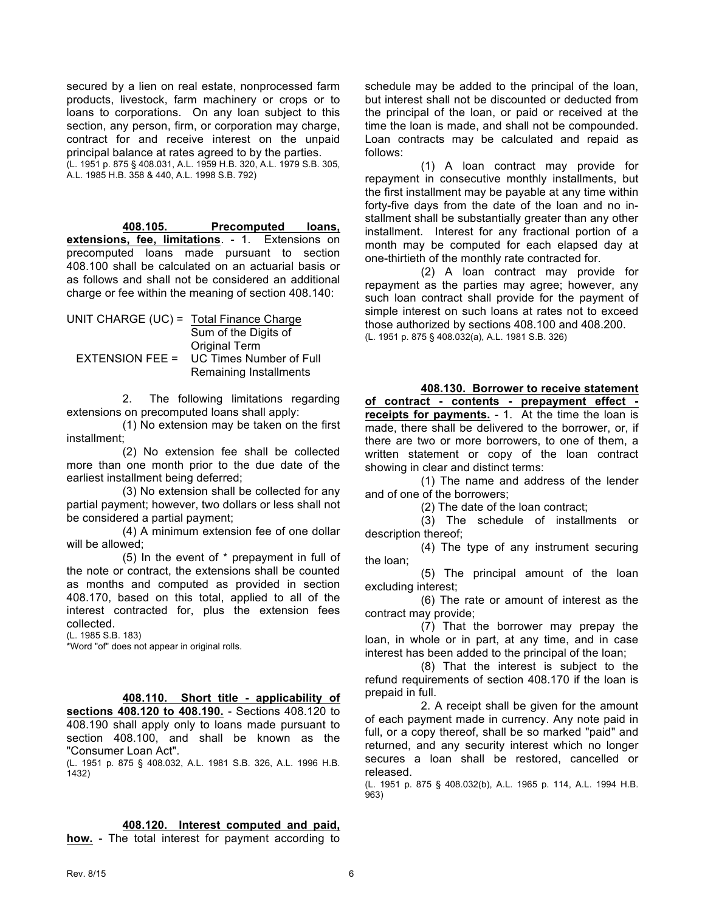secured by a lien on real estate, nonprocessed farm products, livestock, farm machinery or crops or to loans to corporations. On any loan subject to this section, any person, firm, or corporation may charge, contract for and receive interest on the unpaid principal balance at rates agreed to by the parties.
(L. 1951 p. 875 § 408.031, A.L. 1959 H.B. 320, A.L. 1979 S.B. 305, A.L. 1985 H.B. 358 & 440, A.L. 1998 S.B. 792)

**408.105. Precomputed loans, extensions, fee, limitations**. - 1. Extensions on precomputed loans made pursuant to section 408.100 shall be calculated on an actuarial basis or as follows and shall not be considered an additional charge or fee within the meaning of section 408.140:

UNIT CHARGE (UC) = Total Finance Charge / Sum of the Digits of Original Term

EXTENSION FEE = UC Times Number of Full Remaining Installments

2. The following limitations regarding extensions on precomputed loans shall apply:

(1) No extension may be taken on the first installment;

(2) No extension fee shall be collected more than one month prior to the due date of the earliest installment being deferred;

(3) No extension shall be collected for any partial payment; however, two dollars or less shall not be considered a partial payment;

(4) A minimum extension fee of one dollar will be allowed;

(5) In the event of * prepayment in full of the note or contract, the extensions shall be counted as months and computed as provided in section 408.170, based on this total, applied to all of the interest contracted for, plus the extension fees collected.

(L. 1985 S.B. 183)
*Word "of" does not appear in original rolls.

**408.110. Short title - applicability of sections 408.120 to 408.190.** - Sections 408.120 to 408.190 shall apply only to loans made pursuant to section 408.100, and shall be known as the "Consumer Loan Act".
(L. 1951 p. 875 § 408.032, A.L. 1981 S.B. 326, A.L. 1996 H.B. 1432)

**408.120. Interest computed and paid, how.** - The total interest for payment according to schedule may be added to the principal of the loan, but interest shall not be discounted or deducted from the principal of the loan, or paid or received at the time the loan is made, and shall not be compounded. Loan contracts may be calculated and repaid as follows:

(1) A loan contract may provide for repayment in consecutive monthly installments, but the first installment may be payable at any time within forty-five days from the date of the loan and no installment shall be substantially greater than any other installment. Interest for any fractional portion of a month may be computed for each elapsed day at one-thirtieth of the monthly rate contracted for.

(2) A loan contract may provide for repayment as the parties may agree; however, any such loan contract shall provide for the payment of simple interest on such loans at rates not to exceed those authorized by sections 408.100 and 408.200.
(L. 1951 p. 875 § 408.032(a), A.L. 1981 S.B. 326)

**408.130. Borrower to receive statement of contract - contents - prepayment effect - receipts for payments.** - 1. At the time the loan is made, there shall be delivered to the borrower, or, if there are two or more borrowers, to one of them, a written statement or copy of the loan contract showing in clear and distinct terms:

(1) The name and address of the lender and of one of the borrowers;

(2) The date of the loan contract;

(3) The schedule of installments or description thereof;

(4) The type of any instrument securing the loan;

(5) The principal amount of the loan excluding interest;

(6) The rate or amount of interest as the contract may provide;

(7) That the borrower may prepay the loan, in whole or in part, at any time, and in case interest has been added to the principal of the loan;

(8) That the interest is subject to the refund requirements of section 408.170 if the loan is prepaid in full.

2. A receipt shall be given for the amount of each payment made in currency. Any note paid in full, or a copy thereof, shall be so marked "paid" and returned, and any security interest which no longer secures a loan shall be restored, cancelled or released.
(L. 1951 p. 875 § 408.032(b), A.L. 1965 p. 114, A.L. 1994 H.B. 963)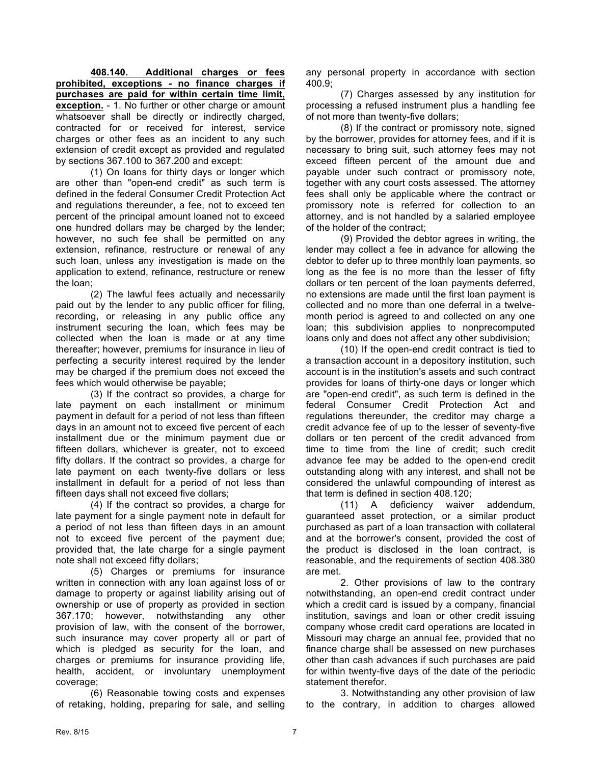**408.140. Additional charges or fees prohibited, exceptions - no finance charges if purchases are paid for within certain time limit, exception.** - 1. No further or other charge or amount whatsoever shall be directly or indirectly charged, contracted for or received for interest, service charges or other fees as an incident to any such extension of credit except as provided and regulated by sections 367.100 to 367.200 and except:

(1) On loans for thirty days or longer which are other than "open-end credit" as such term is defined in the federal Consumer Credit Protection Act and regulations thereunder, a fee, not to exceed ten percent of the principal amount loaned not to exceed one hundred dollars may be charged by the lender; however, no such fee shall be permitted on any extension, refinance, restructure or renewal of any such loan, unless any investigation is made on the application to extend, refinance, restructure or renew the loan;

(2) The lawful fees actually and necessarily paid out by the lender to any public officer for filing, recording, or releasing in any public office any instrument securing the loan, which fees may be collected when the loan is made or at any time thereafter; however, premiums for insurance in lieu of perfecting a security interest required by the lender may be charged if the premium does not exceed the fees which would otherwise be payable;

(3) If the contract so provides, a charge for late payment on each installment or minimum payment in default for a period of not less than fifteen days in an amount not to exceed five percent of each installment due or the minimum payment due or fifteen dollars, whichever is greater, not to exceed fifty dollars. If the contract so provides, a charge for late payment on each twenty-five dollars or less installment in default for a period of not less than fifteen days shall not exceed five dollars;

(4) If the contract so provides, a charge for late payment for a single payment note in default for a period of not less than fifteen days in an amount not to exceed five percent of the payment due; provided that, the late charge for a single payment note shall not exceed fifty dollars;

(5) Charges or premiums for insurance written in connection with any loan against loss of or damage to property or against liability arising out of ownership or use of property as provided in section 367.170; however, notwithstanding any other provision of law, with the consent of the borrower, such insurance may cover property all or part of which is pledged as security for the loan, and charges or premiums for insurance providing life, health, accident, or involuntary unemployment coverage;

(6) Reasonable towing costs and expenses of retaking, holding, preparing for sale, and selling any personal property in accordance with section 400.9;

(7) Charges assessed by any institution for processing a refused instrument plus a handling fee of not more than twenty-five dollars;

(8) If the contract or promissory note, signed by the borrower, provides for attorney fees, and if it is necessary to bring suit, such attorney fees may not exceed fifteen percent of the amount due and payable under such contract or promissory note, together with any court costs assessed. The attorney fees shall only be applicable where the contract or promissory note is referred for collection to an attorney, and is not handled by a salaried employee of the holder of the contract;

(9) Provided the debtor agrees in writing, the lender may collect a fee in advance for allowing the debtor to defer up to three monthly loan payments, so long as the fee is no more than the lesser of fifty dollars or ten percent of the loan payments deferred, no extensions are made until the first loan payment is collected and no more than one deferral in a twelve-month period is agreed to and collected on any one loan; this subdivision applies to nonprecomputed loans only and does not affect any other subdivision;

(10) If the open-end credit contract is tied to a transaction account in a depository institution, such account is in the institution's assets and such contract provides for loans of thirty-one days or longer which are "open-end credit", as such term is defined in the federal Consumer Credit Protection Act and regulations thereunder, the creditor may charge a credit advance fee of up to the lesser of seventy-five dollars or ten percent of the credit advanced from time to time from the line of credit; such credit advance fee may be added to the open-end credit outstanding along with any interest, and shall not be considered the unlawful compounding of interest as that term is defined in section 408.120;

(11) A deficiency waiver addendum, guaranteed asset protection, or a similar product purchased as part of a loan transaction with collateral and at the borrower's consent, provided the cost of the product is disclosed in the loan contract, is reasonable, and the requirements of section 408.380 are met.

2. Other provisions of law to the contrary notwithstanding, an open-end credit contract under which a credit card is issued by a company, financial institution, savings and loan or other credit issuing company whose credit card operations are located in Missouri may charge an annual fee, provided that no finance charge shall be assessed on new purchases other than cash advances if such purchases are paid for within twenty-five days of the date of the periodic statement therefor.

3. Notwithstanding any other provision of law to the contrary, in addition to charges allowed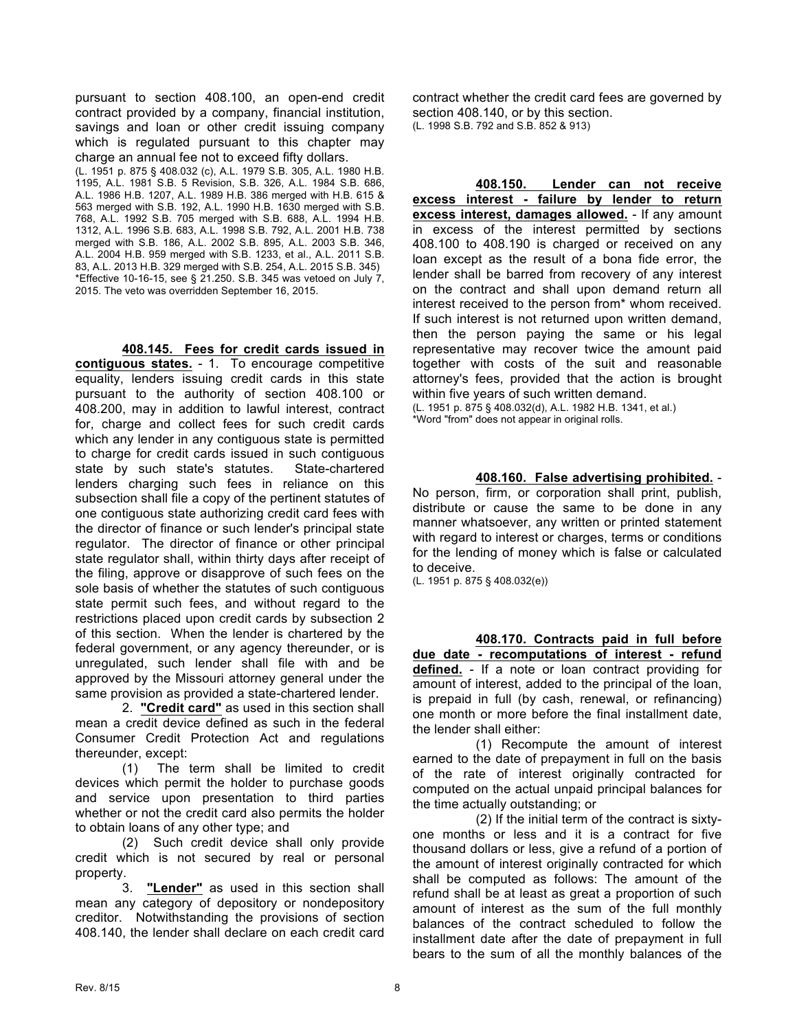pursuant to section 408.100, an open-end credit contract provided by a company, financial institution, savings and loan or other credit issuing company which is regulated pursuant to this chapter may charge an annual fee not to exceed fifty dollars.

(L. 1951 p. 875 § 408.032 (c), A.L. 1979 S.B. 305, A.L. 1980 H.B. 1195, A.L. 1981 S.B. 5 Revision, S.B. 326, A.L. 1984 S.B. 686, A.L. 1986 H.B. 1207, A.L. 1989 H.B. 386 merged with H.B. 615 & 563 merged with S.B. 192, A.L. 1990 H.B. 1630 merged with S.B. 768, A.L. 1992 S.B. 705 merged with S.B. 688, A.L. 1994 H.B. 1312, A.L. 1996 S.B. 683, A.L. 1998 S.B. 792, A.L. 2001 H.B. 738 merged with S.B. 186, A.L. 2002 S.B. 895, A.L. 2003 S.B. 346, A.L. 2004 H.B. 959 merged with S.B. 1233, et al., A.L. 2011 S.B. 83, A.L. 2013 H.B. 329 merged with S.B. 254, A.L. 2015 S.B. 345)
*Effective 10-16-15, see § 21.250. S.B. 345 was vetoed on July 7, 2015. The veto was overridden September 16, 2015.

**408.145. Fees for credit cards issued in contiguous states.** - 1. To encourage competitive equality, lenders issuing credit cards in this state pursuant to the authority of section 408.100 or 408.200, may in addition to lawful interest, contract for, charge and collect fees for such credit cards which any lender in any contiguous state is permitted to charge for credit cards issued in such contiguous state by such state's statutes. State-chartered lenders charging such fees in reliance on this subsection shall file a copy of the pertinent statutes of one contiguous state authorizing credit card fees with the director of finance or such lender's principal state regulator. The director of finance or other principal state regulator shall, within thirty days after receipt of the filing, approve or disapprove of such fees on the sole basis of whether the statutes of such contiguous state permit such fees, and without regard to the restrictions placed upon credit cards by subsection 2 of this section. When the lender is chartered by the federal government, or any agency thereunder, or is unregulated, such lender shall file with and be approved by the Missouri attorney general under the same provision as provided a state-chartered lender.

2. **"Credit card"** as used in this section shall mean a credit device defined as such in the federal Consumer Credit Protection Act and regulations thereunder, except:

(1) The term shall be limited to credit devices which permit the holder to purchase goods and service upon presentation to third parties whether or not the credit card also permits the holder to obtain loans of any other type; and

(2) Such credit device shall only provide credit which is not secured by real or personal property.

3. **"Lender"** as used in this section shall mean any category of depository or nondepository creditor. Notwithstanding the provisions of section 408.140, the lender shall declare on each credit card contract whether the credit card fees are governed by section 408.140, or by this section.

(L. 1998 S.B. 792 and S.B. 852 & 913)

**408.150. Lender can not receive excess interest - failure by lender to return excess interest, damages allowed.** - If any amount in excess of the interest permitted by sections 408.100 to 408.190 is charged or received on any loan except as the result of a bona fide error, the lender shall be barred from recovery of any interest on the contract and shall upon demand return all interest received to the person from* whom received. If such interest is not returned upon written demand, then the person paying the same or his legal representative may recover twice the amount paid together with costs of the suit and reasonable attorney's fees, provided that the action is brought within five years of such written demand.

(L. 1951 p. 875 § 408.032(d), A.L. 1982 H.B. 1341, et al.)
*Word "from" does not appear in original rolls.

**408.160. False advertising prohibited.** - No person, firm, or corporation shall print, publish, distribute or cause the same to be done in any manner whatsoever, any written or printed statement with regard to interest or charges, terms or conditions for the lending of money which is false or calculated to deceive.

(L. 1951 p. 875 § 408.032(e))

**408.170. Contracts paid in full before due date - recomputations of interest - refund defined.** - If a note or loan contract providing for amount of interest, added to the principal of the loan, is prepaid in full (by cash, renewal, or refinancing) one month or more before the final installment date, the lender shall either:

(1) Recompute the amount of interest earned to the date of prepayment in full on the basis of the rate of interest originally contracted for computed on the actual unpaid principal balances for the time actually outstanding; or

(2) If the initial term of the contract is sixty-one months or less and it is a contract for five thousand dollars or less, give a refund of a portion of the amount of interest originally contracted for which shall be computed as follows: The amount of the refund shall be at least as great a proportion of such amount of interest as the sum of the full monthly balances of the contract scheduled to follow the installment date after the date of prepayment in full bears to the sum of all the monthly balances of the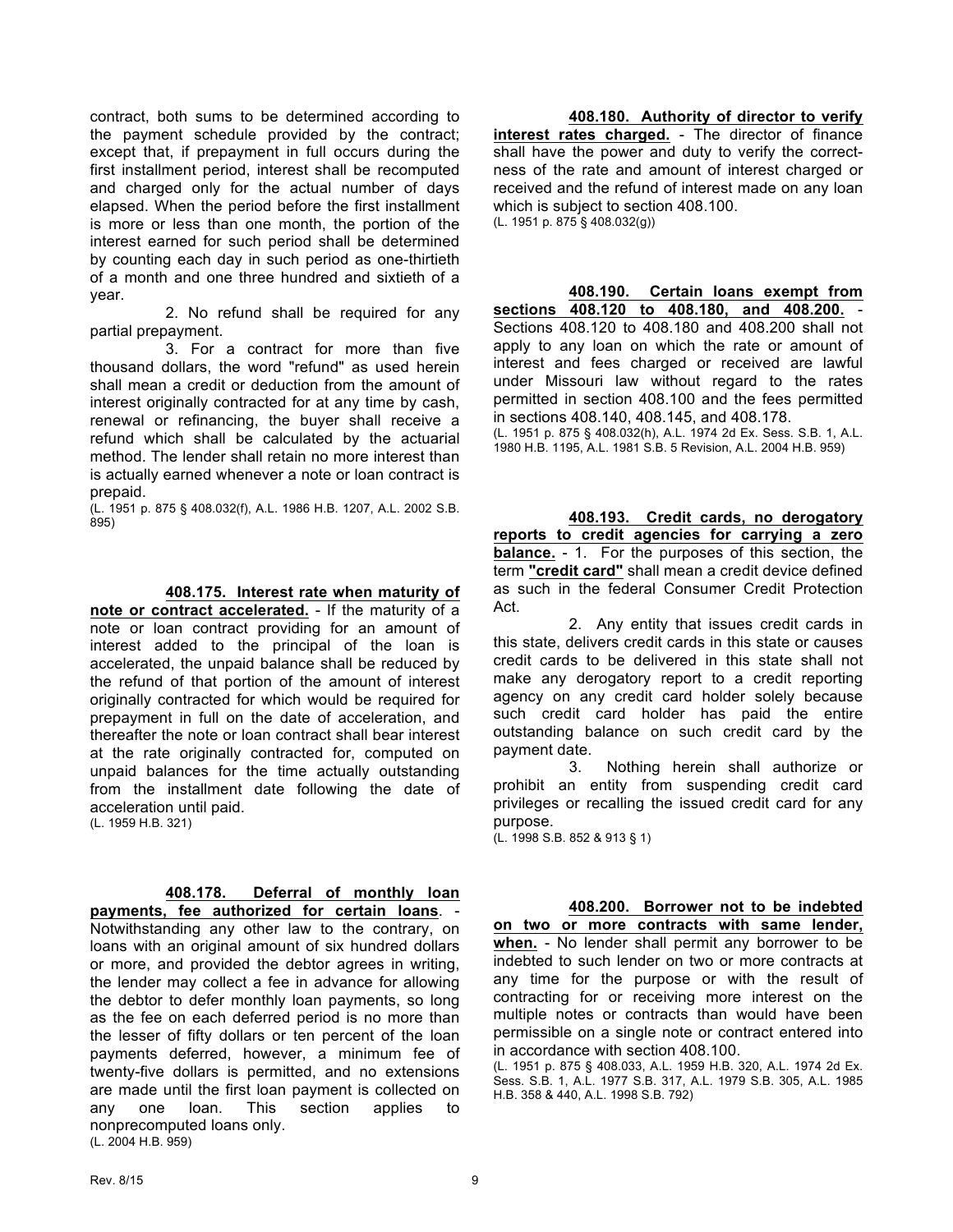contract, both sums to be determined according to the payment schedule provided by the contract; except that, if prepayment in full occurs during the first installment period, interest shall be recomputed and charged only for the actual number of days elapsed. When the period before the first installment is more or less than one month, the portion of the interest earned for such period shall be determined by counting each day in such period as one-thirtieth of a month and one three hundred and sixtieth of a year.

2. No refund shall be required for any partial prepayment.

3. For a contract for more than five thousand dollars, the word "refund" as used herein shall mean a credit or deduction from the amount of interest originally contracted for at any time by cash, renewal or refinancing, the buyer shall receive a refund which shall be calculated by the actuarial method. The lender shall retain no more interest than is actually earned whenever a note or loan contract is prepaid.

(L. 1951 p. 875 § 408.032(f), A.L. 1986 H.B. 1207, A.L. 2002 S.B. 895)

**408.175. Interest rate when maturity of note or contract accelerated.** - If the maturity of a note or loan contract providing for an amount of interest added to the principal of the loan is accelerated, the unpaid balance shall be reduced by the refund of that portion of the amount of interest originally contracted for which would be required for prepayment in full on the date of acceleration, and thereafter the note or loan contract shall bear interest at the rate originally contracted for, computed on unpaid balances for the time actually outstanding from the installment date following the date of acceleration until paid.

(L. 1959 H.B. 321)

**408.178. Deferral of monthly loan payments, fee authorized for certain loans**. - Notwithstanding any other law to the contrary, on loans with an original amount of six hundred dollars or more, and provided the debtor agrees in writing, the lender may collect a fee in advance for allowing the debtor to defer monthly loan payments, so long as the fee on each deferred period is no more than the lesser of fifty dollars or ten percent of the loan payments deferred, however, a minimum fee of twenty-five dollars is permitted, and no extensions are made until the first loan payment is collected on any one loan. This section applies to nonprecomputed loans only.

(L. 2004 H.B. 959)

**408.180. Authority of director to verify interest rates charged.** - The director of finance shall have the power and duty to verify the correctness of the rate and amount of interest charged or received and the refund of interest made on any loan which is subject to section 408.100.

(L. 1951 p. 875 § 408.032(g))

**408.190. Certain loans exempt from sections 408.120 to 408.180, and 408.200.** - Sections 408.120 to 408.180 and 408.200 shall not apply to any loan on which the rate or amount of interest and fees charged or received are lawful under Missouri law without regard to the rates permitted in section 408.100 and the fees permitted in sections 408.140, 408.145, and 408.178.

(L. 1951 p. 875 § 408.032(h), A.L. 1974 2d Ex. Sess. S.B. 1, A.L. 1980 H.B. 1195, A.L. 1981 S.B. 5 Revision, A.L. 2004 H.B. 959)

**408.193. Credit cards, no derogatory reports to credit agencies for carrying a zero balance.** - 1. For the purposes of this section, the term **"credit card"** shall mean a credit device defined as such in the federal Consumer Credit Protection Act.

2. Any entity that issues credit cards in this state, delivers credit cards in this state or causes credit cards to be delivered in this state shall not make any derogatory report to a credit reporting agency on any credit card holder solely because such credit card holder has paid the entire outstanding balance on such credit card by the payment date.

3. Nothing herein shall authorize or prohibit an entity from suspending credit card privileges or recalling the issued credit card for any purpose.

(L. 1998 S.B. 852 & 913 § 1)

**408.200. Borrower not to be indebted on two or more contracts with same lender, when.** - No lender shall permit any borrower to be indebted to such lender on two or more contracts at any time for the purpose or with the result of contracting for or receiving more interest on the multiple notes or contracts than would have been permissible on a single note or contract entered into in accordance with section 408.100.

(L. 1951 p. 875 § 408.033, A.L. 1959 H.B. 320, A.L. 1974 2d Ex. Sess. S.B. 1, A.L. 1977 S.B. 317, A.L. 1979 S.B. 305, A.L. 1985 H.B. 358 & 440, A.L. 1998 S.B. 792)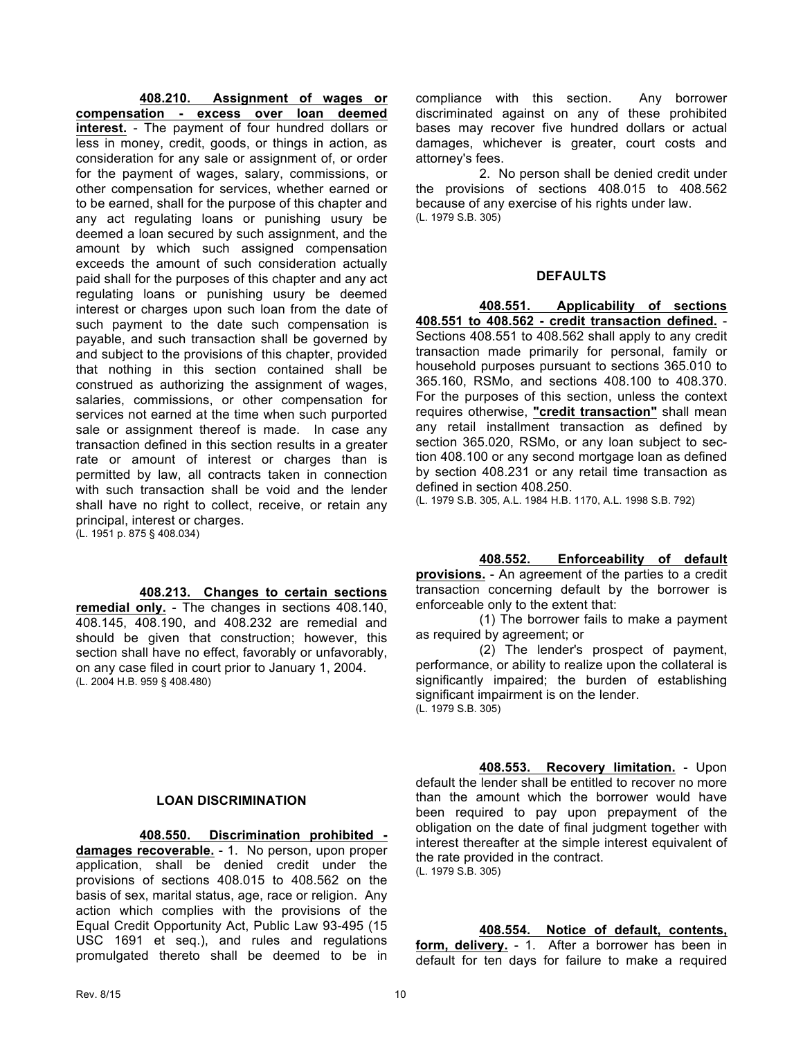**408.210. Assignment of wages or compensation - excess over loan deemed interest.** - The payment of four hundred dollars or less in money, credit, goods, or things in action, as consideration for any sale or assignment of, or order for the payment of wages, salary, commissions, or other compensation for services, whether earned or to be earned, shall for the purpose of this chapter and any act regulating loans or punishing usury be deemed a loan secured by such assignment, and the amount by which such assigned compensation exceeds the amount of such consideration actually paid shall for the purposes of this chapter and any act regulating loans or punishing usury be deemed interest or charges upon such loan from the date of such payment to the date such compensation is payable, and such transaction shall be governed by and subject to the provisions of this chapter, provided that nothing in this section contained shall be construed as authorizing the assignment of wages, salaries, commissions, or other compensation for services not earned at the time when such purported sale or assignment thereof is made. In case any transaction defined in this section results in a greater rate or amount of interest or charges than is permitted by law, all contracts taken in connection with such transaction shall be void and the lender shall have no right to collect, receive, or retain any principal, interest or charges.
(L. 1951 p. 875 § 408.034)

**408.213. Changes to certain sections remedial only.** - The changes in sections 408.140, 408.145, 408.190, and 408.232 are remedial and should be given that construction; however, this section shall have no effect, favorably or unfavorably, on any case filed in court prior to January 1, 2004.
(L. 2004 H.B. 959 § 408.480)

## LOAN DISCRIMINATION

**408.550. Discrimination prohibited - damages recoverable.** - 1. No person, upon proper application, shall be denied credit under the provisions of sections 408.015 to 408.562 on the basis of sex, marital status, age, race or religion. Any action which complies with the provisions of the Equal Credit Opportunity Act, Public Law 93-495 (15 USC 1691 et seq.), and rules and regulations promulgated thereto shall be deemed to be in compliance with this section. Any borrower discriminated against on any of these prohibited bases may recover five hundred dollars or actual damages, whichever is greater, court costs and attorney's fees.

2. No person shall be denied credit under the provisions of sections 408.015 to 408.562 because of any exercise of his rights under law.
(L. 1979 S.B. 305)

## DEFAULTS

**408.551. Applicability of sections 408.551 to 408.562 - credit transaction defined.** - Sections 408.551 to 408.562 shall apply to any credit transaction made primarily for personal, family or household purposes pursuant to sections 365.010 to 365.160, RSMo, and sections 408.100 to 408.370. For the purposes of this section, unless the context requires otherwise, **"credit transaction"** shall mean any retail installment transaction as defined by section 365.020, RSMo, or any loan subject to section 408.100 or any second mortgage loan as defined by section 408.231 or any retail time transaction as defined in section 408.250.
(L. 1979 S.B. 305, A.L. 1984 H.B. 1170, A.L. 1998 S.B. 792)

**408.552. Enforceability of default provisions.** - An agreement of the parties to a credit transaction concerning default by the borrower is enforceable only to the extent that:

(1) The borrower fails to make a payment as required by agreement; or

(2) The lender's prospect of payment, performance, or ability to realize upon the collateral is significantly impaired; the burden of establishing significant impairment is on the lender.
(L. 1979 S.B. 305)

**408.553. Recovery limitation.** - Upon default the lender shall be entitled to recover no more than the amount which the borrower would have been required to pay upon prepayment of the obligation on the date of final judgment together with interest thereafter at the simple interest equivalent of the rate provided in the contract.
(L. 1979 S.B. 305)

**408.554. Notice of default, contents, form, delivery.** - 1. After a borrower has been in default for ten days for failure to make a required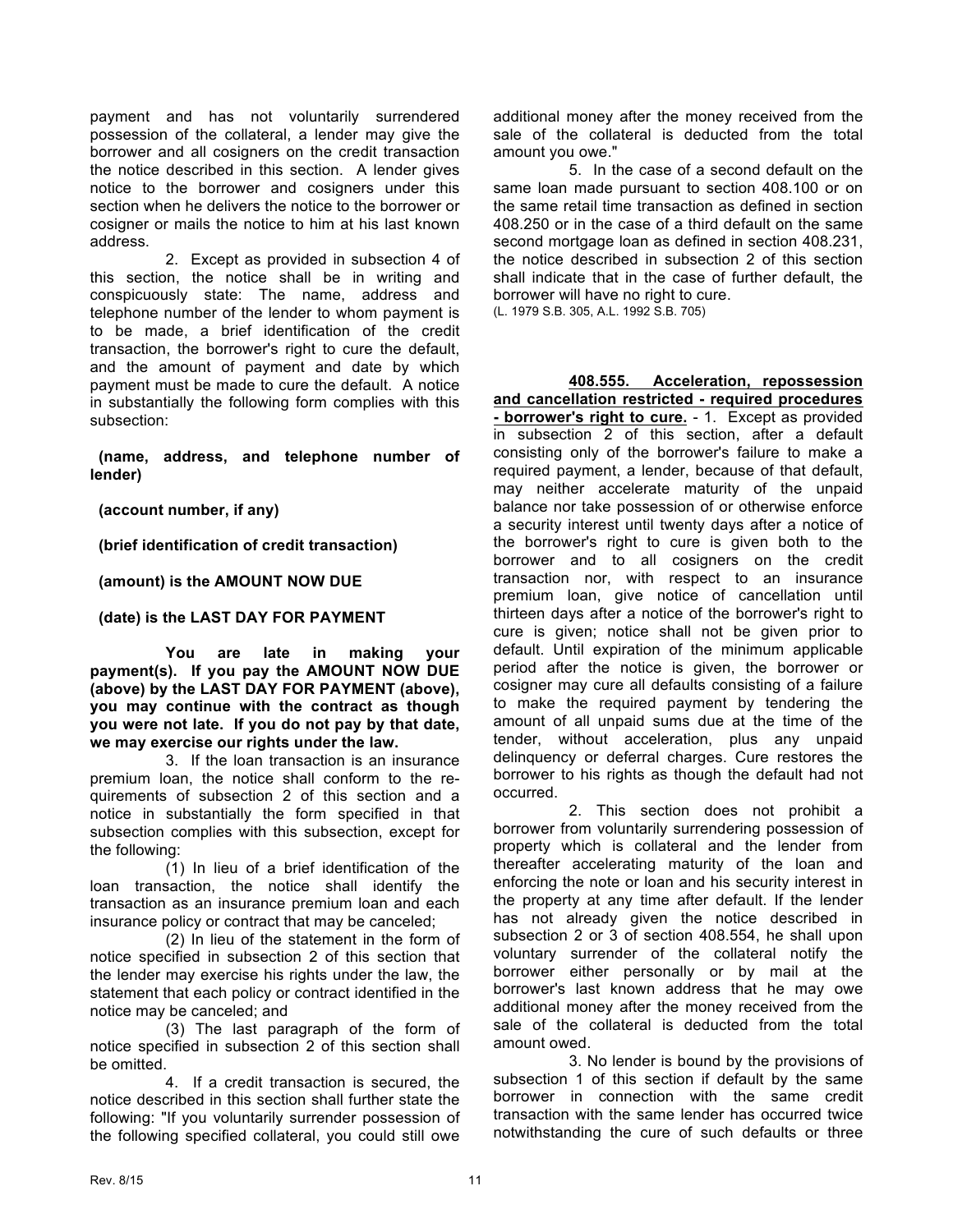payment and has not voluntarily surrendered possession of the collateral, a lender may give the borrower and all cosigners on the credit transaction the notice described in this section. A lender gives notice to the borrower and cosigners under this section when he delivers the notice to the borrower or cosigner or mails the notice to him at his last known address.

2. Except as provided in subsection 4 of this section, the notice shall be in writing and conspicuously state: The name, address and telephone number of the lender to whom payment is to be made, a brief identification of the credit transaction, the borrower's right to cure the default, and the amount of payment and date by which payment must be made to cure the default. A notice in substantially the following form complies with this subsection:

**(name, address, and telephone number of lender)**

**(account number, if any)**

**(brief identification of credit transaction)**

**(amount) is the AMOUNT NOW DUE**

**(date) is the LAST DAY FOR PAYMENT**

**You are late in making your payment(s). If you pay the AMOUNT NOW DUE (above) by the LAST DAY FOR PAYMENT (above), you may continue with the contract as though you were not late. If you do not pay by that date, we may exercise our rights under the law.**

3. If the loan transaction is an insurance premium loan, the notice shall conform to the requirements of subsection 2 of this section and a notice in substantially the form specified in that subsection complies with this subsection, except for the following:

(1) In lieu of a brief identification of the loan transaction, the notice shall identify the transaction as an insurance premium loan and each insurance policy or contract that may be canceled;

(2) In lieu of the statement in the form of notice specified in subsection 2 of this section that the lender may exercise his rights under the law, the statement that each policy or contract identified in the notice may be canceled; and

(3) The last paragraph of the form of notice specified in subsection 2 of this section shall be omitted.

4. If a credit transaction is secured, the notice described in this section shall further state the following: "If you voluntarily surrender possession of the following specified collateral, you could still owe additional money after the money received from the sale of the collateral is deducted from the total amount you owe."

5. In the case of a second default on the same loan made pursuant to section 408.100 or on the same retail time transaction as defined in section 408.250 or in the case of a third default on the same second mortgage loan as defined in section 408.231, the notice described in subsection 2 of this section shall indicate that in the case of further default, the borrower will have no right to cure.

(L. 1979 S.B. 305, A.L. 1992 S.B. 705)

**408.555. Acceleration, repossession and cancellation restricted - required procedures - borrower's right to cure.** - 1. Except as provided in subsection 2 of this section, after a default consisting only of the borrower's failure to make a required payment, a lender, because of that default, may neither accelerate maturity of the unpaid balance nor take possession of or otherwise enforce a security interest until twenty days after a notice of the borrower's right to cure is given both to the borrower and to all cosigners on the credit transaction nor, with respect to an insurance premium loan, give notice of cancellation until thirteen days after a notice of the borrower's right to cure is given; notice shall not be given prior to default. Until expiration of the minimum applicable period after the notice is given, the borrower or cosigner may cure all defaults consisting of a failure to make the required payment by tendering the amount of all unpaid sums due at the time of the tender, without acceleration, plus any unpaid delinquency or deferral charges. Cure restores the borrower to his rights as though the default had not occurred.

2. This section does not prohibit a borrower from voluntarily surrendering possession of property which is collateral and the lender from thereafter accelerating maturity of the loan and enforcing the note or loan and his security interest in the property at any time after default. If the lender has not already given the notice described in subsection 2 or 3 of section 408.554, he shall upon voluntary surrender of the collateral notify the borrower either personally or by mail at the borrower's last known address that he may owe additional money after the money received from the sale of the collateral is deducted from the total amount owed.

3. No lender is bound by the provisions of subsection 1 of this section if default by the same borrower in connection with the same credit transaction with the same lender has occurred twice notwithstanding the cure of such defaults or three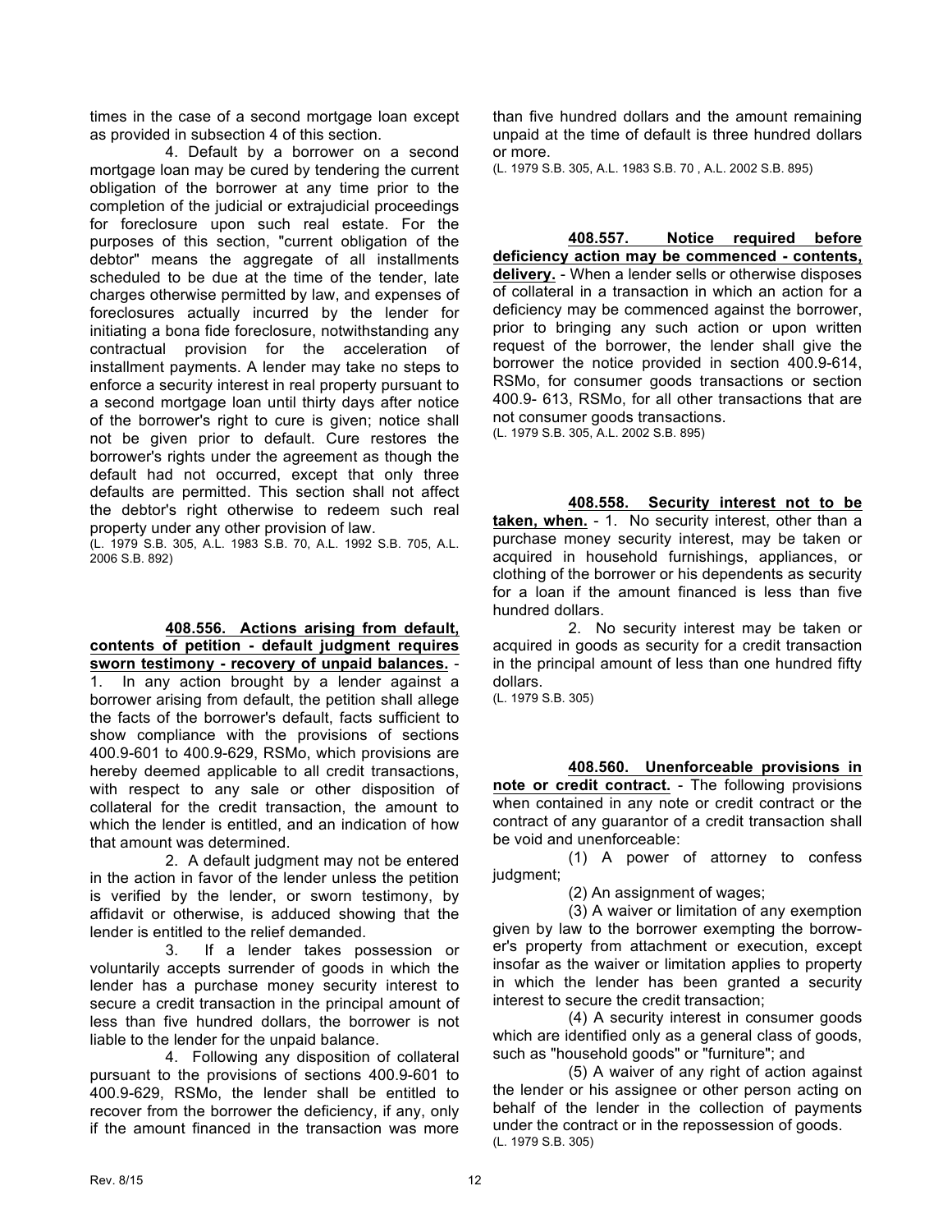times in the case of a second mortgage loan except as provided in subsection 4 of this section.

4. Default by a borrower on a second mortgage loan may be cured by tendering the current obligation of the borrower at any time prior to the completion of the judicial or extrajudicial proceedings for foreclosure upon such real estate. For the purposes of this section, "current obligation of the debtor" means the aggregate of all installments scheduled to be due at the time of the tender, late charges otherwise permitted by law, and expenses of foreclosures actually incurred by the lender for initiating a bona fide foreclosure, notwithstanding any contractual provision for the acceleration of installment payments. A lender may take no steps to enforce a security interest in real property pursuant to a second mortgage loan until thirty days after notice of the borrower's right to cure is given; notice shall not be given prior to default. Cure restores the borrower's rights under the agreement as though the default had not occurred, except that only three defaults are permitted. This section shall not affect the debtor's right otherwise to redeem such real property under any other provision of law.

(L. 1979 S.B. 305, A.L. 1983 S.B. 70, A.L. 1992 S.B. 705, A.L. 2006 S.B. 892)

**408.556. Actions arising from default, contents of petition - default judgment requires sworn testimony - recovery of unpaid balances.** - 1. In any action brought by a lender against a borrower arising from default, the petition shall allege the facts of the borrower's default, facts sufficient to show compliance with the provisions of sections 400.9-601 to 400.9-629, RSMo, which provisions are hereby deemed applicable to all credit transactions, with respect to any sale or other disposition of collateral for the credit transaction, the amount to which the lender is entitled, and an indication of how that amount was determined.

2. A default judgment may not be entered in the action in favor of the lender unless the petition is verified by the lender, or sworn testimony, by affidavit or otherwise, is adduced showing that the lender is entitled to the relief demanded.

3. If a lender takes possession or voluntarily accepts surrender of goods in which the lender has a purchase money security interest to secure a credit transaction in the principal amount of less than five hundred dollars, the borrower is not liable to the lender for the unpaid balance.

4. Following any disposition of collateral pursuant to the provisions of sections 400.9-601 to 400.9-629, RSMo, the lender shall be entitled to recover from the borrower the deficiency, if any, only if the amount financed in the transaction was more than five hundred dollars and the amount remaining unpaid at the time of default is three hundred dollars or more.

(L. 1979 S.B. 305, A.L. 1983 S.B. 70 , A.L. 2002 S.B. 895)

**408.557. Notice required before deficiency action may be commenced - contents, delivery.** - When a lender sells or otherwise disposes of collateral in a transaction in which an action for a deficiency may be commenced against the borrower, prior to bringing any such action or upon written request of the borrower, the lender shall give the borrower the notice provided in section 400.9-614, RSMo, for consumer goods transactions or section 400.9- 613, RSMo, for all other transactions that are not consumer goods transactions.

(L. 1979 S.B. 305, A.L. 2002 S.B. 895)

**408.558. Security interest not to be taken, when.** - 1. No security interest, other than a purchase money security interest, may be taken or acquired in household furnishings, appliances, or clothing of the borrower or his dependents as security for a loan if the amount financed is less than five hundred dollars.

2. No security interest may be taken or acquired in goods as security for a credit transaction in the principal amount of less than one hundred fifty dollars.

(L. 1979 S.B. 305)

**408.560. Unenforceable provisions in note or credit contract.** - The following provisions when contained in any note or credit contract or the contract of any guarantor of a credit transaction shall be void and unenforceable:

(1) A power of attorney to confess judgment;

(2) An assignment of wages;

(3) A waiver or limitation of any exemption given by law to the borrower exempting the borrower's property from attachment or execution, except insofar as the waiver or limitation applies to property in which the lender has been granted a security interest to secure the credit transaction;

(4) A security interest in consumer goods which are identified only as a general class of goods, such as "household goods" or "furniture"; and

(5) A waiver of any right of action against the lender or his assignee or other person acting on behalf of the lender in the collection of payments under the contract or in the repossession of goods.

(L. 1979 S.B. 305)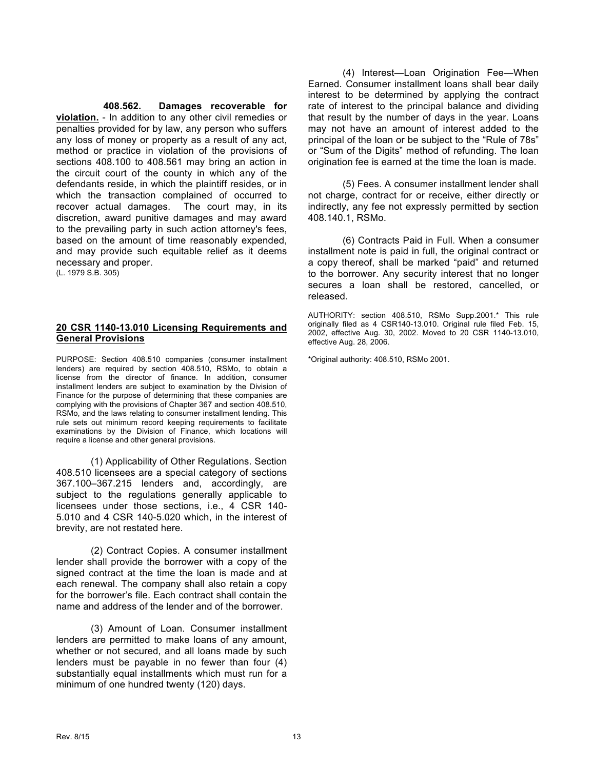**408.562. Damages recoverable for violation.** - In addition to any other civil remedies or penalties provided for by law, any person who suffers any loss of money or property as a result of any act, method or practice in violation of the provisions of sections 408.100 to 408.561 may bring an action in the circuit court of the county in which any of the defendants reside, in which the plaintiff resides, or in which the transaction complained of occurred to recover actual damages. The court may, in its discretion, award punitive damages and may award to the prevailing party in such action attorney's fees, based on the amount of time reasonably expended, and may provide such equitable relief as it deems necessary and proper.

(L. 1979 S.B. 305)

## 20 CSR 1140-13.010 Licensing Requirements and General Provisions

PURPOSE: Section 408.510 companies (consumer installment lenders) are required by section 408.510, RSMo, to obtain a license from the director of finance. In addition, consumer installment lenders are subject to examination by the Division of Finance for the purpose of determining that these companies are complying with the provisions of Chapter 367 and section 408.510, RSMo, and the laws relating to consumer installment lending. This rule sets out minimum record keeping requirements to facilitate examinations by the Division of Finance, which locations will require a license and other general provisions.

(1) Applicability of Other Regulations. Section 408.510 licensees are a special category of sections 367.100–367.215 lenders and, accordingly, are subject to the regulations generally applicable to licensees under those sections, i.e., 4 CSR 140-5.010 and 4 CSR 140-5.020 which, in the interest of brevity, are not restated here.

(2) Contract Copies. A consumer installment lender shall provide the borrower with a copy of the signed contract at the time the loan is made and at each renewal. The company shall also retain a copy for the borrower's file. Each contract shall contain the name and address of the lender and of the borrower.

(3) Amount of Loan. Consumer installment lenders are permitted to make loans of any amount, whether or not secured, and all loans made by such lenders must be payable in no fewer than four (4) substantially equal installments which must run for a minimum of one hundred twenty (120) days.

(4) Interest—Loan Origination Fee—When Earned. Consumer installment loans shall bear daily interest to be determined by applying the contract rate of interest to the principal balance and dividing that result by the number of days in the year. Loans may not have an amount of interest added to the principal of the loan or be subject to the "Rule of 78s" or "Sum of the Digits" method of refunding. The loan origination fee is earned at the time the loan is made.

(5) Fees. A consumer installment lender shall not charge, contract for or receive, either directly or indirectly, any fee not expressly permitted by section 408.140.1, RSMo.

(6) Contracts Paid in Full. When a consumer installment note is paid in full, the original contract or a copy thereof, shall be marked "paid" and returned to the borrower. Any security interest that no longer secures a loan shall be restored, cancelled, or released.

AUTHORITY: section 408.510, RSMo Supp.2001.* This rule originally filed as 4 CSR140-13.010. Original rule filed Feb. 15, 2002, effective Aug. 30, 2002. Moved to 20 CSR 1140-13.010, effective Aug. 28, 2006.

*Original authority: 408.510, RSMo 2001.